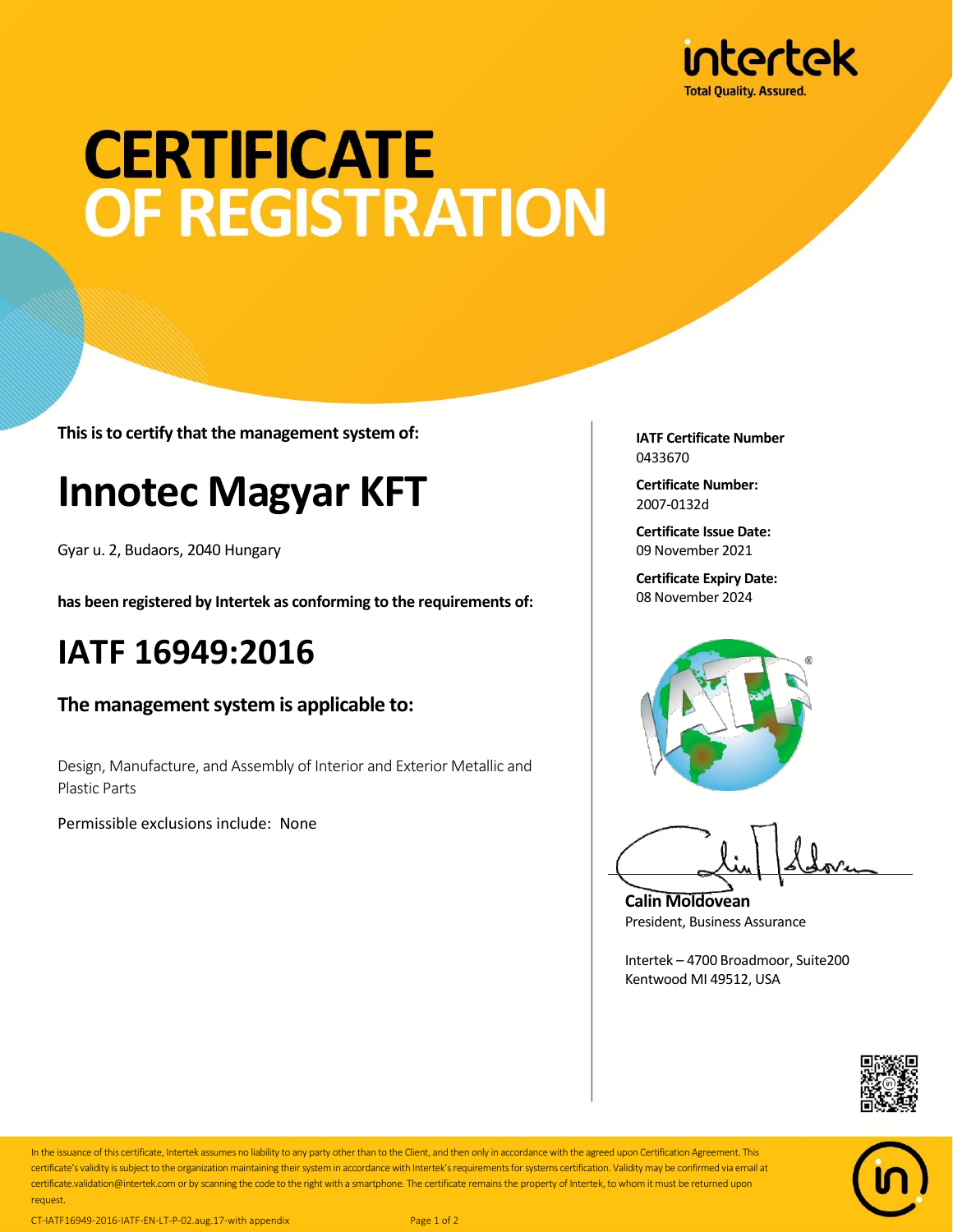intertek

Total Quality. Assured.

# CERTIFICATE OF REGISTRATION

**This is to certify that the management system of:**

## Innotec Magyar KFT

Gyar u. 2, Budaors, 2040 Hungary

**has been registered by Intertek as conforming to the requirements of:**

## IATF 16949:2016

### The management system is applicable to:

Design, Manufacture, and Assembly of Interior and Exterior Metallic and Plastic Parts

Permissible exclusions include: None

**IATF Certificate Number**
0433670

**Certificate Number:**
2007-0132d

**Certificate Issue Date:**
09 November 2021

**Certificate Expiry Date:**
08 November 2024

**Calin Moldovean**
President, Business Assurance

Intertek – 4700 Broadmoor, Suite200
Kentwood MI 49512, USA

In the issuance of this certificate, Intertek assumes no liability to any party other than to the Client, and then only in accordance with the agreed upon Certification Agreement. This certificate's validity is subject to the organization maintaining their system in accordance with Intertek's requirements for systems certification. Validity may be confirmed via email at certificate.validation@intertek.com or by scanning the code to the right with a smartphone. The certificate remains the property of Intertek, to whom it must be returned upon request.

CT-IATF16949-2016-IATF-EN-LT-P-02.aug.17-with appendix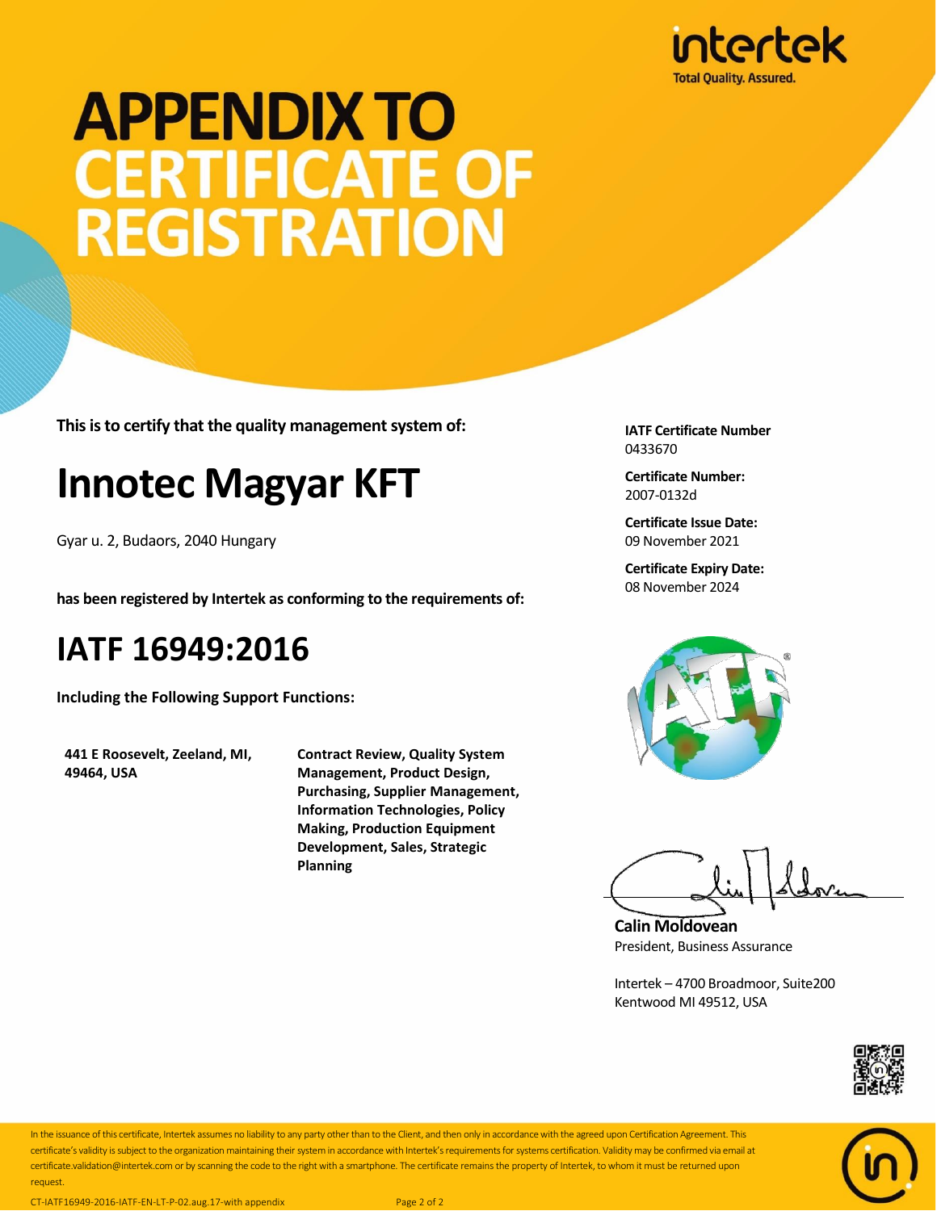intertek
Total Quality. Assured.

# APPENDIX TO CERTIFICATE OF REGISTRATION

**This is to certify that the quality management system of:**

## Innotec Magyar KFT

Gyar u. 2, Budaors, 2040 Hungary

**has been registered by Intertek as conforming to the requirements of:**

## IATF 16949:2016

**Including the Following Support Functions:**

| | |
|---|---|
| **441 E Roosevelt, Zeeland, MI, 49464, USA** | **Contract Review, Quality System Management, Product Design, Purchasing, Supplier Management, Information Technologies, Policy Making, Production Equipment Development, Sales, Strategic Planning** |

**IATF Certificate Number**
0433670

**Certificate Number:**
2007-0132d

**Certificate Issue Date:**
09 November 2021

**Certificate Expiry Date:**
08 November 2024

**Calin Moldovean**
President, Business Assurance

Intertek – 4700 Broadmoor, Suite200
Kentwood MI 49512, USA

In the issuance of this certificate, Intertek assumes no liability to any party other than to the Client, and then only in accordance with the agreed upon Certification Agreement. This certificate's validity is subject to the organization maintaining their system in accordance with Intertek's requirements for systems certification. Validity may be confirmed via email at certificate.validation@intertek.com or by scanning the code to the right with a smartphone. The certificate remains the property of Intertek, to whom it must be returned upon request.

CT-IATF16949-2016-IATF-EN-LT-P-02.aug.17-with appendix